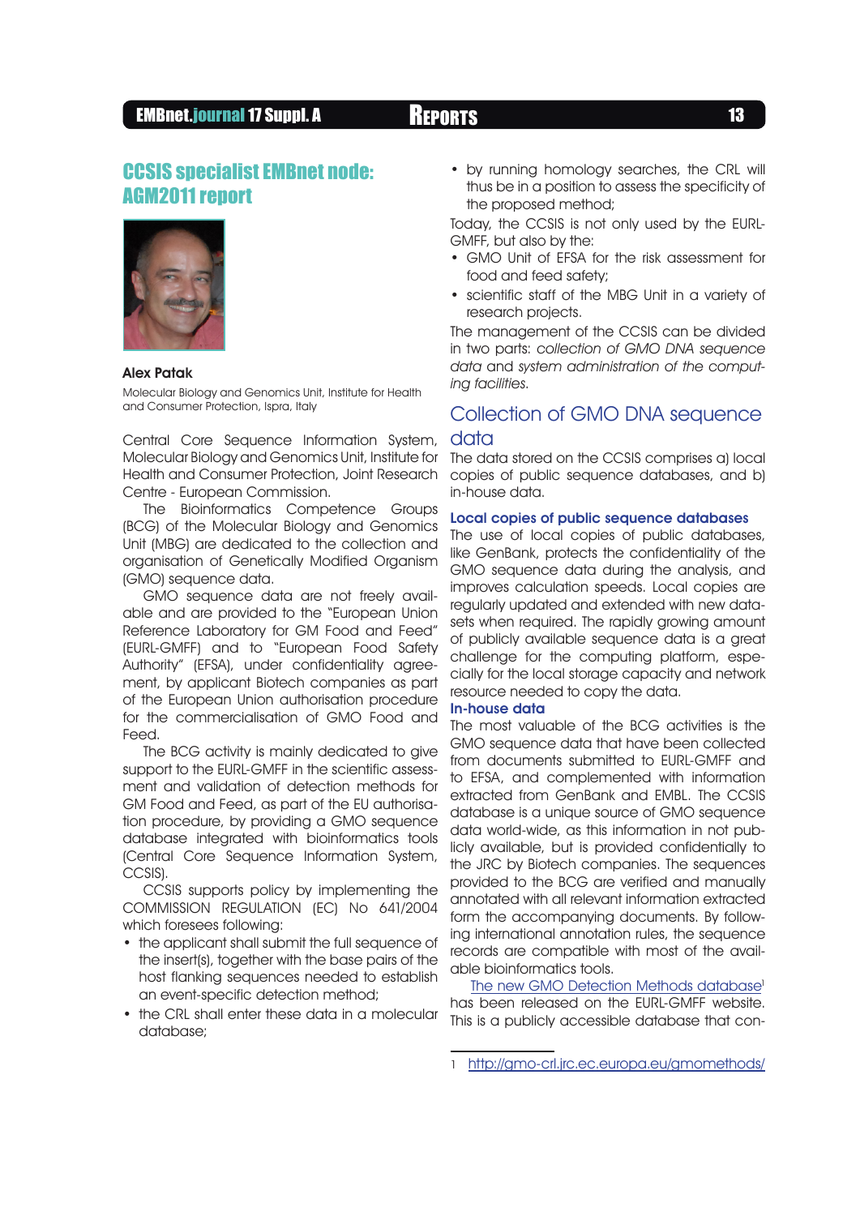# CCSIS specialist EMBnet node: AGM2011 report

**Alex Patak**

Molecular Biology and Genomics Unit, Institute for Health and Consumer Protection, Ispra, Italy

Central Core Sequence Information System, Molecular Biology and Genomics Unit, Institute for Health and Consumer Protection, Joint Research Centre - European Commission.

The Bioinformatics Competence Groups (BCG) of the Molecular Biology and Genomics Unit (MBG) are dedicated to the collection and organisation of Genetically Modified Organism (GMO) sequence data.

GMO sequence data are not freely available and are provided to the "European Union Reference Laboratory for GM Food and Feed" (EURL-GMFF) and to "European Food Safety Authority" (EFSA), under confidentiality agreement, by applicant Biotech companies as part of the European Union authorisation procedure for the commercialisation of GMO Food and Feed.

The BCG activity is mainly dedicated to give support to the EURL-GMFF in the scientific assessment and validation of detection methods for GM Food and Feed, as part of the EU authorisation procedure, by providing a GMO sequence database integrated with bioinformatics tools (Central Core Sequence Information System, CCSIS).

CCSIS supports policy by implementing the COMMISSION REGULATION (EC) No 641/2004 which foresees following:

- the applicant shall submit the full sequence of the insert(s), together with the base pairs of the host flanking sequences needed to establish an event-specific detection method;
- the CRL shall enter these data in a molecular database;
- by running homology searches, the CRL will thus be in a position to assess the specificity of the proposed method;

Today, the CCSIS is not only used by the EURL-GMFF, but also by the:

- GMO Unit of EFSA for the risk assessment for food and feed safety;
- scientific staff of the MBG Unit in a variety of research projects.

The management of the CCSIS can be divided in two parts: *collection of GMO DNA sequence data* and *system administration of the computing facilities*.

## Collection of GMO DNA sequence data

The data stored on the CCSIS comprises a) local copies of public sequence databases, and b) in-house data.

### Local copies of public sequence databases

The use of local copies of public databases, like GenBank, protects the confidentiality of the GMO sequence data during the analysis, and improves calculation speeds. Local copies are regularly updated and extended with new datasets when required. The rapidly growing amount of publicly available sequence data is a great challenge for the computing platform, especially for the local storage capacity and network resource needed to copy the data.

### In-house data

The most valuable of the BCG activities is the GMO sequence data that have been collected from documents submitted to EURL-GMFF and to EFSA, and complemented with information extracted from GenBank and EMBL. The CCSIS database is a unique source of GMO sequence data world-wide, as this information in not publicly available, but is provided confidentially to the JRC by Biotech companies. The sequences provided to the BCG are verified and manually annotated with all relevant information extracted form the accompanying documents. By following international annotation rules, the sequence records are compatible with most of the available bioinformatics tools.

The new GMO Detection Methods database[1] has been released on the EURL-GMFF website. This is a publicly accessible database that con-

1 http://gmo-crl.jrc.ec.europa.eu/gmomethods/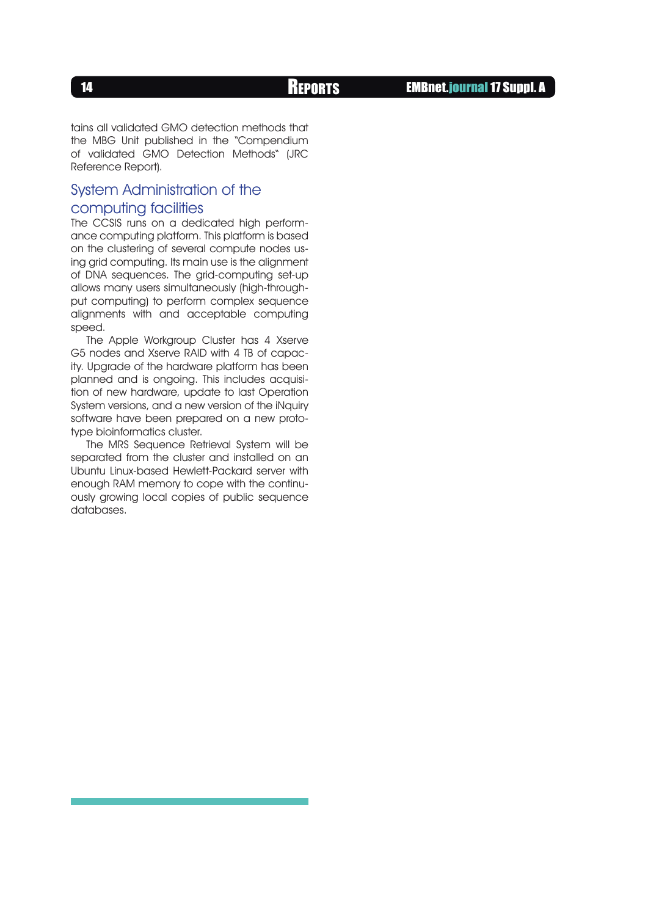tains all validated GMO detection methods that the MBG Unit published in the "Compendium of validated GMO Detection Methods" (JRC Reference Report).

## System Administration of the computing facilities

The CCSIS runs on a dedicated high performance computing platform. This platform is based on the clustering of several compute nodes using grid computing. Its main use is the alignment of DNA sequences. The grid-computing set-up allows many users simultaneously (high-throughput computing) to perform complex sequence alignments with and acceptable computing speed.

The Apple Workgroup Cluster has 4 Xserve G5 nodes and Xserve RAID with 4 TB of capacity. Upgrade of the hardware platform has been planned and is ongoing. This includes acquisition of new hardware, update to last Operation System versions, and a new version of the iNquiry software have been prepared on a new prototype bioinformatics cluster.

The MRS Sequence Retrieval System will be separated from the cluster and installed on an Ubuntu Linux-based Hewlett-Packard server with enough RAM memory to cope with the continuously growing local copies of public sequence databases.